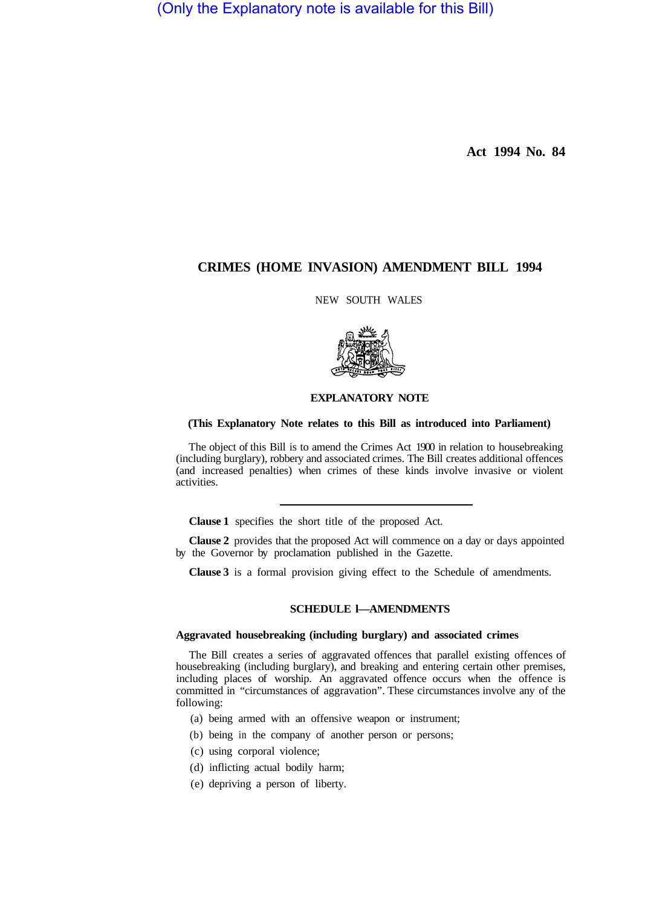(Only the Explanatory note is available for this Bill)

**Act 1994 No. 84**

# CRIMES (HOME INVASION) AMENDMENT BILL 1994

NEW SOUTH WALES

## EXPLANATORY NOTE

**(This Explanatory Note relates to this Bill as introduced into Parliament)**

The object of this Bill is to amend the Crimes Act 1900 in relation to housebreaking (including burglary), robbery and associated crimes. The Bill creates additional offences (and increased penalties) when crimes of these kinds involve invasive or violent activities.

---

**Clause 1** specifies the short title of the proposed Act.

**Clause 2** provides that the proposed Act will commence on a day or days appointed by the Governor by proclamation published in the Gazette.

**Clause 3** is a formal provision giving effect to the Schedule of amendments.

### SCHEDULE 1—AMENDMENTS

**Aggravated housebreaking (including burglary) and associated crimes**

The Bill creates a series of aggravated offences that parallel existing offences of housebreaking (including burglary), and breaking and entering certain other premises, including places of worship. An aggravated offence occurs when the offence is committed in "circumstances of aggravation". These circumstances involve any of the following:

(a) being armed with an offensive weapon or instrument;

(b) being in the company of another person or persons;

(c) using corporal violence;

(d) inflicting actual bodily harm;

(e) depriving a person of liberty.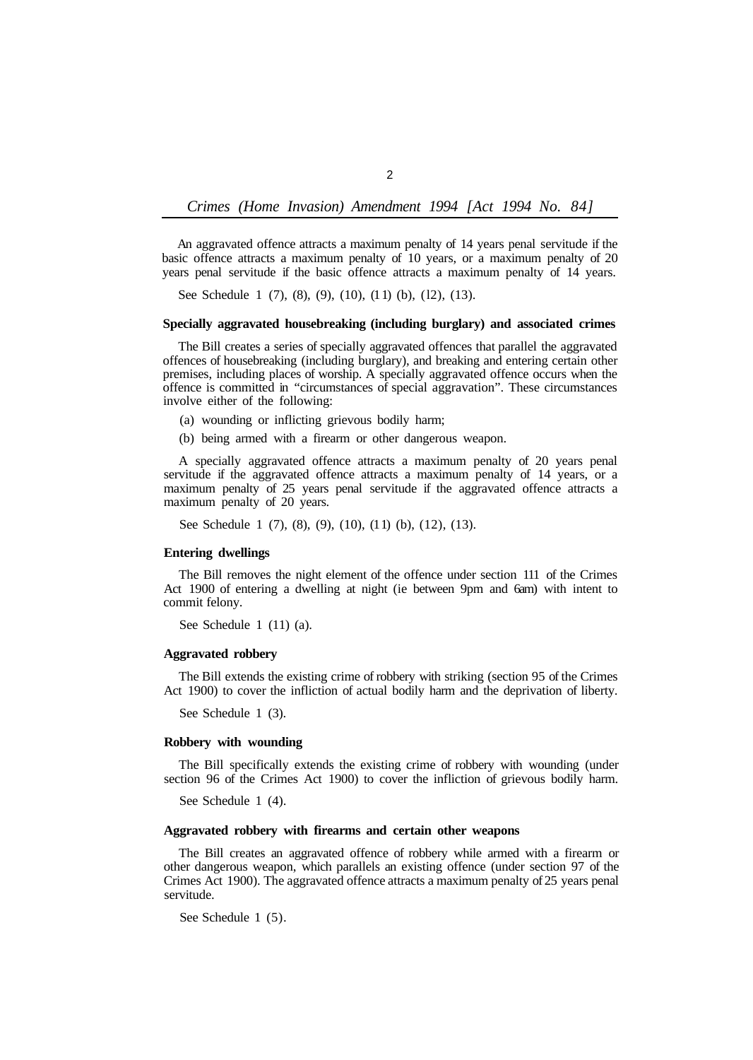An aggravated offence attracts a maximum penalty of 14 years penal servitude if the basic offence attracts a maximum penalty of 10 years, or a maximum penalty of 20 years penal servitude if the basic offence attracts a maximum penalty of 14 years.

See Schedule 1 (7), (8), (9), (10), (11) (b), (12), (13).

**Specially aggravated housebreaking (including burglary) and associated crimes**

The Bill creates a series of specially aggravated offences that parallel the aggravated offences of housebreaking (including burglary), and breaking and entering certain other premises, including places of worship. A specially aggravated offence occurs when the offence is committed in "circumstances of special aggravation". These circumstances involve either of the following:

(a) wounding or inflicting grievous bodily harm;

(b) being armed with a firearm or other dangerous weapon.

A specially aggravated offence attracts a maximum penalty of 20 years penal servitude if the aggravated offence attracts a maximum penalty of 14 years, or a maximum penalty of 25 years penal servitude if the aggravated offence attracts a maximum penalty of 20 years.

See Schedule 1 (7), (8), (9), (10), (11) (b), (12), (13).

**Entering dwellings**

The Bill removes the night element of the offence under section 111 of the Crimes Act 1900 of entering a dwelling at night (ie between 9pm and 6am) with intent to commit felony.

See Schedule 1 (11) (a).

**Aggravated robbery**

The Bill extends the existing crime of robbery with striking (section 95 of the Crimes Act 1900) to cover the infliction of actual bodily harm and the deprivation of liberty.

See Schedule 1 (3).

**Robbery with wounding**

The Bill specifically extends the existing crime of robbery with wounding (under section 96 of the Crimes Act 1900) to cover the infliction of grievous bodily harm.

See Schedule 1 (4).

**Aggravated robbery with firearms and certain other weapons**

The Bill creates an aggravated offence of robbery while armed with a firearm or other dangerous weapon, which parallels an existing offence (under section 97 of the Crimes Act 1900). The aggravated offence attracts a maximum penalty of 25 years penal servitude.

See Schedule 1 (5).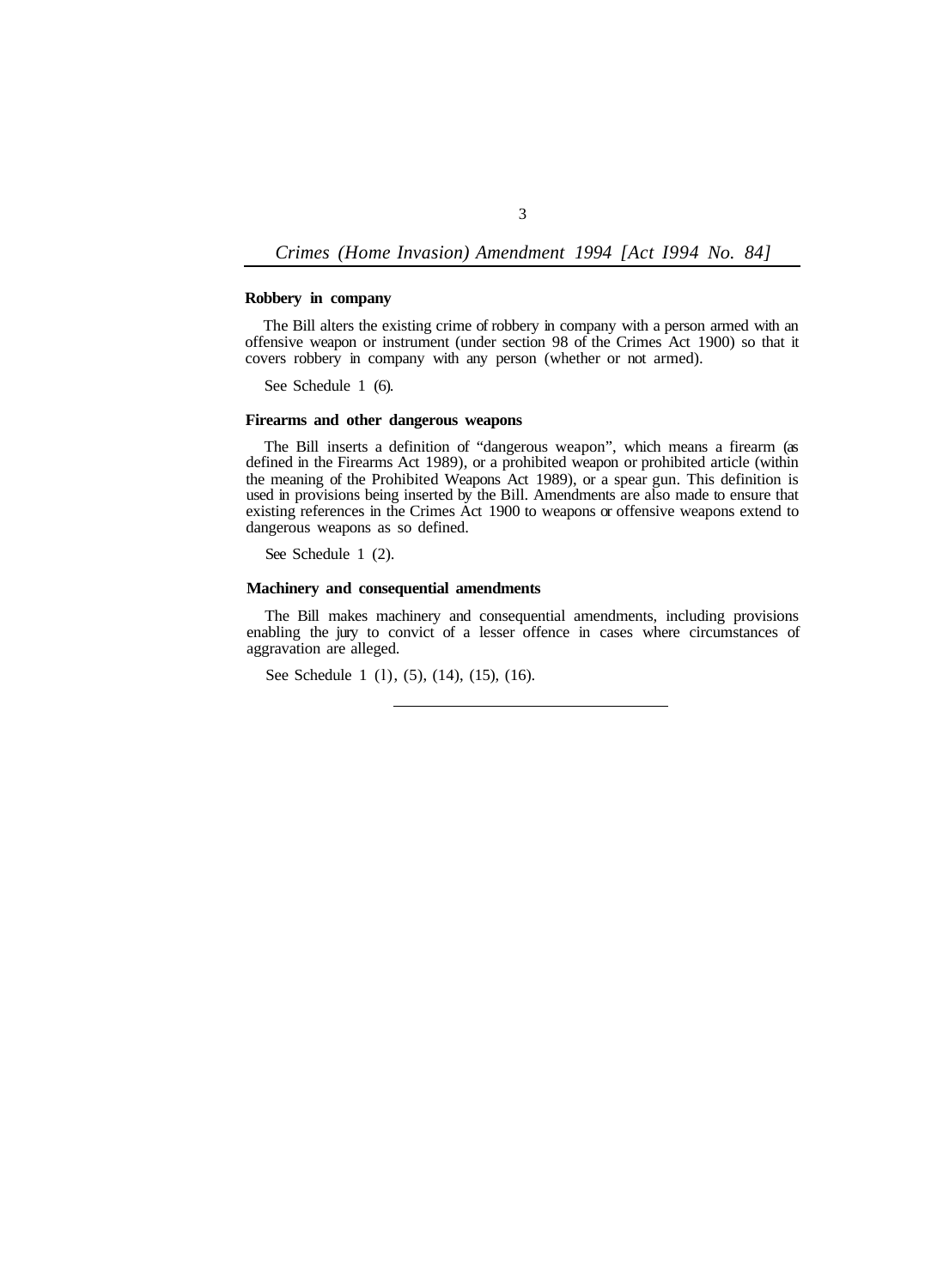**Robbery in company**

The Bill alters the existing crime of robbery in company with a person armed with an offensive weapon or instrument (under section 98 of the Crimes Act 1900) so that it covers robbery in company with any person (whether or not armed).

See Schedule 1 (6).

**Firearms and other dangerous weapons**

The Bill inserts a definition of "dangerous weapon", which means a firearm (as defined in the Firearms Act 1989), or a prohibited weapon or prohibited article (within the meaning of the Prohibited Weapons Act 1989), or a spear gun. This definition is used in provisions being inserted by the Bill. Amendments are also made to ensure that existing references in the Crimes Act 1900 to weapons or offensive weapons extend to dangerous weapons as so defined.

See Schedule 1 (2).

**Machinery and consequential amendments**

The Bill makes machinery and consequential amendments, including provisions enabling the jury to convict of a lesser offence in cases where circumstances of aggravation are alleged.

See Schedule 1 (1), (5), (14), (15), (16).